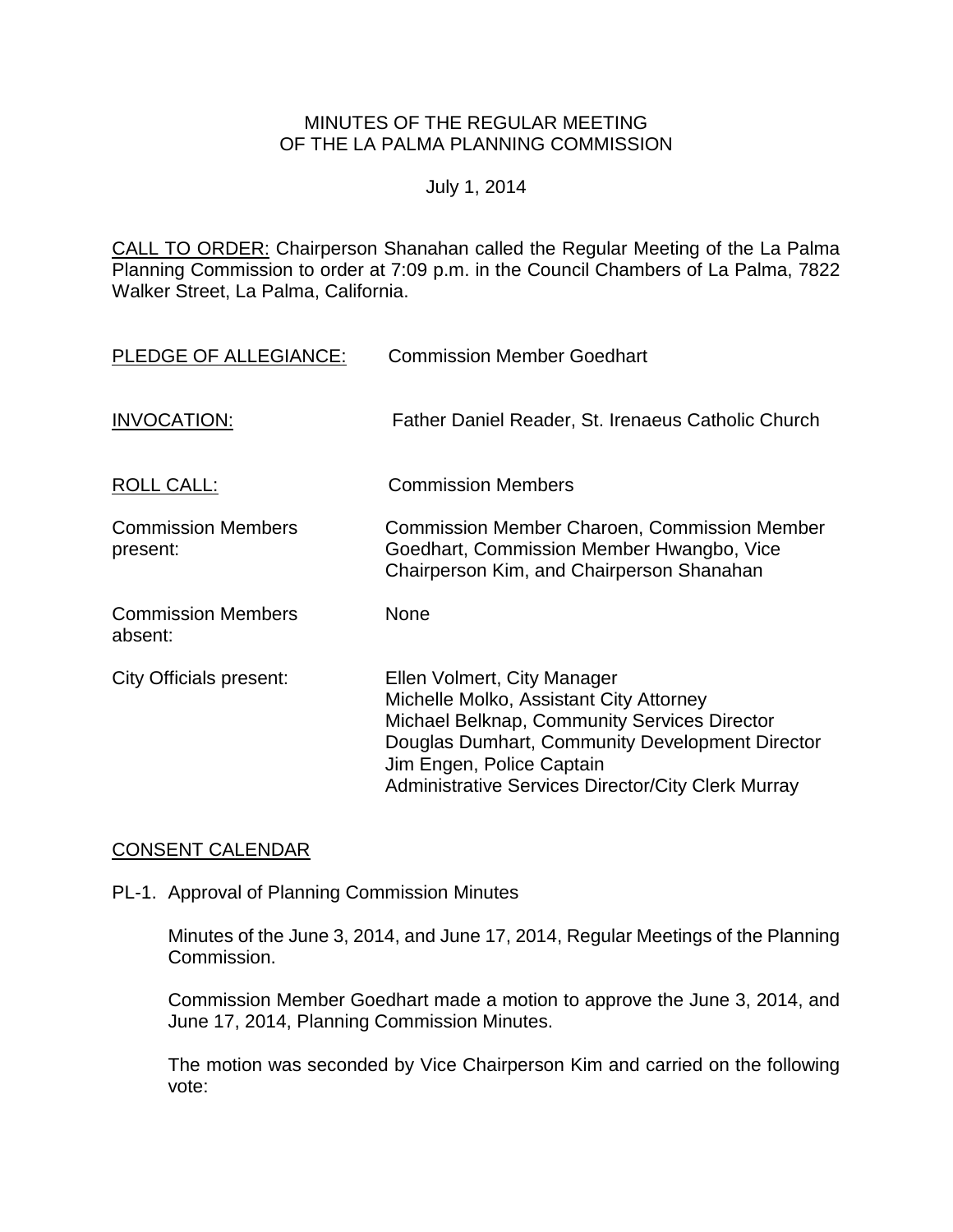MINUTES OF THE REGULAR MEETING
OF THE LA PALMA PLANNING COMMISSION

July 1, 2014

CALL TO ORDER: Chairperson Shanahan called the Regular Meeting of the La Palma Planning Commission to order at 7:09 p.m. in the Council Chambers of La Palma, 7822 Walker Street, La Palma, California.

| | |
|---|---|
| PLEDGE OF ALLEGIANCE: | Commission Member Goedhart |
| INVOCATION: | Father Daniel Reader, St. Irenaeus Catholic Church |
| ROLL CALL: | Commission Members |
| Commission Members present: | Commission Member Charoen, Commission Member Goedhart, Commission Member Hwangbo, Vice Chairperson Kim, and Chairperson Shanahan |
| Commission Members absent: | None |
| City Officials present: | Ellen Volmert, City Manager<br>Michelle Molko, Assistant City Attorney<br>Michael Belknap, Community Services Director<br>Douglas Dumhart, Community Development Director<br>Jim Engen, Police Captain<br>Administrative Services Director/City Clerk Murray |

CONSENT CALENDAR

PL-1. Approval of Planning Commission Minutes

Minutes of the June 3, 2014, and June 17, 2014, Regular Meetings of the Planning Commission.

Commission Member Goedhart made a motion to approve the June 3, 2014, and June 17, 2014, Planning Commission Minutes.

The motion was seconded by Vice Chairperson Kim and carried on the following vote: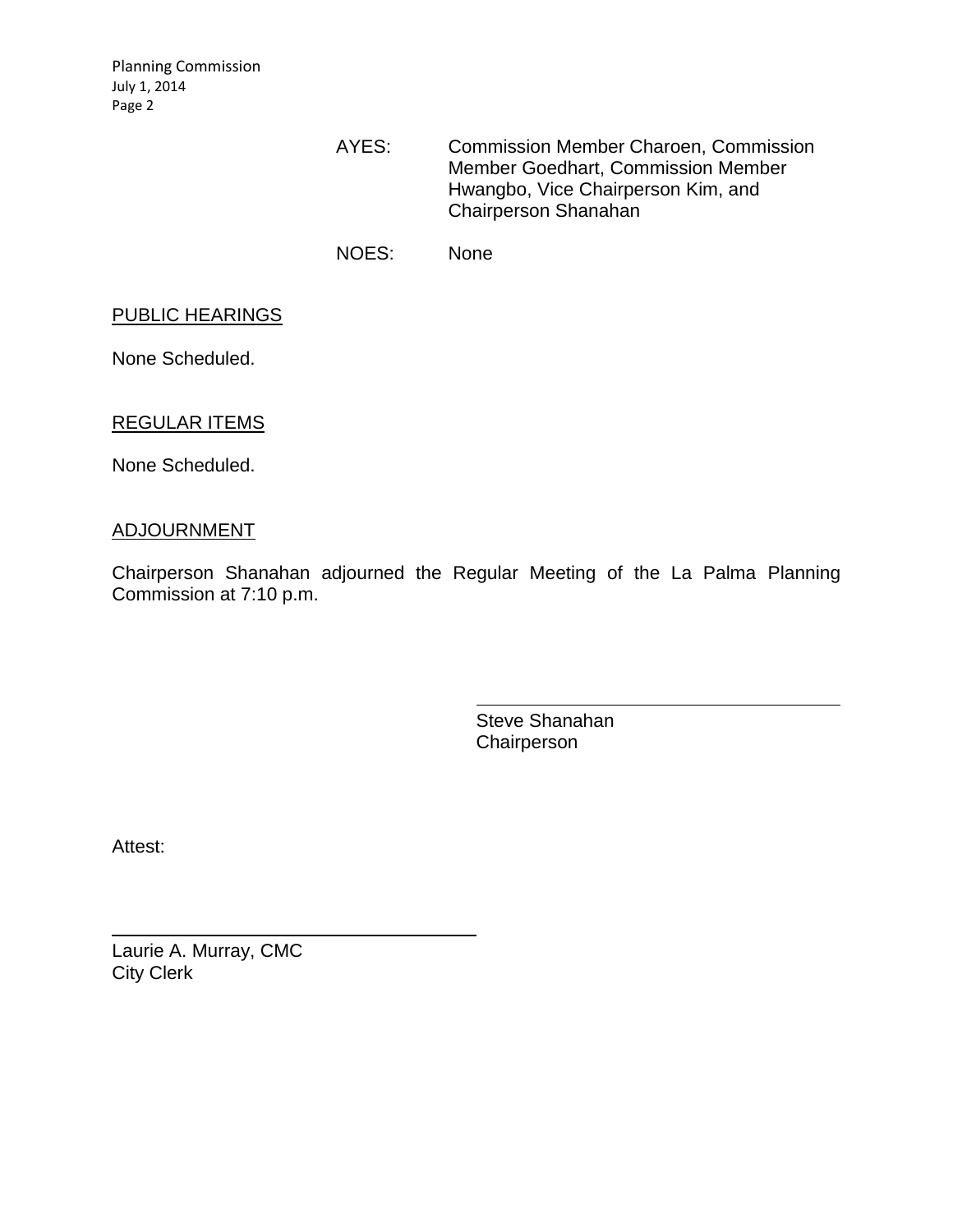AYES: Commission Member Charoen, Commission Member Goedhart, Commission Member Hwangbo, Vice Chairperson Kim, and Chairperson Shanahan

NOES: None

PUBLIC HEARINGS

None Scheduled.

REGULAR ITEMS

None Scheduled.

ADJOURNMENT

Chairperson Shanahan adjourned the Regular Meeting of the La Palma Planning Commission at 7:10 p.m.

Steve Shanahan
Chairperson

Attest:

Laurie A. Murray, CMC
City Clerk